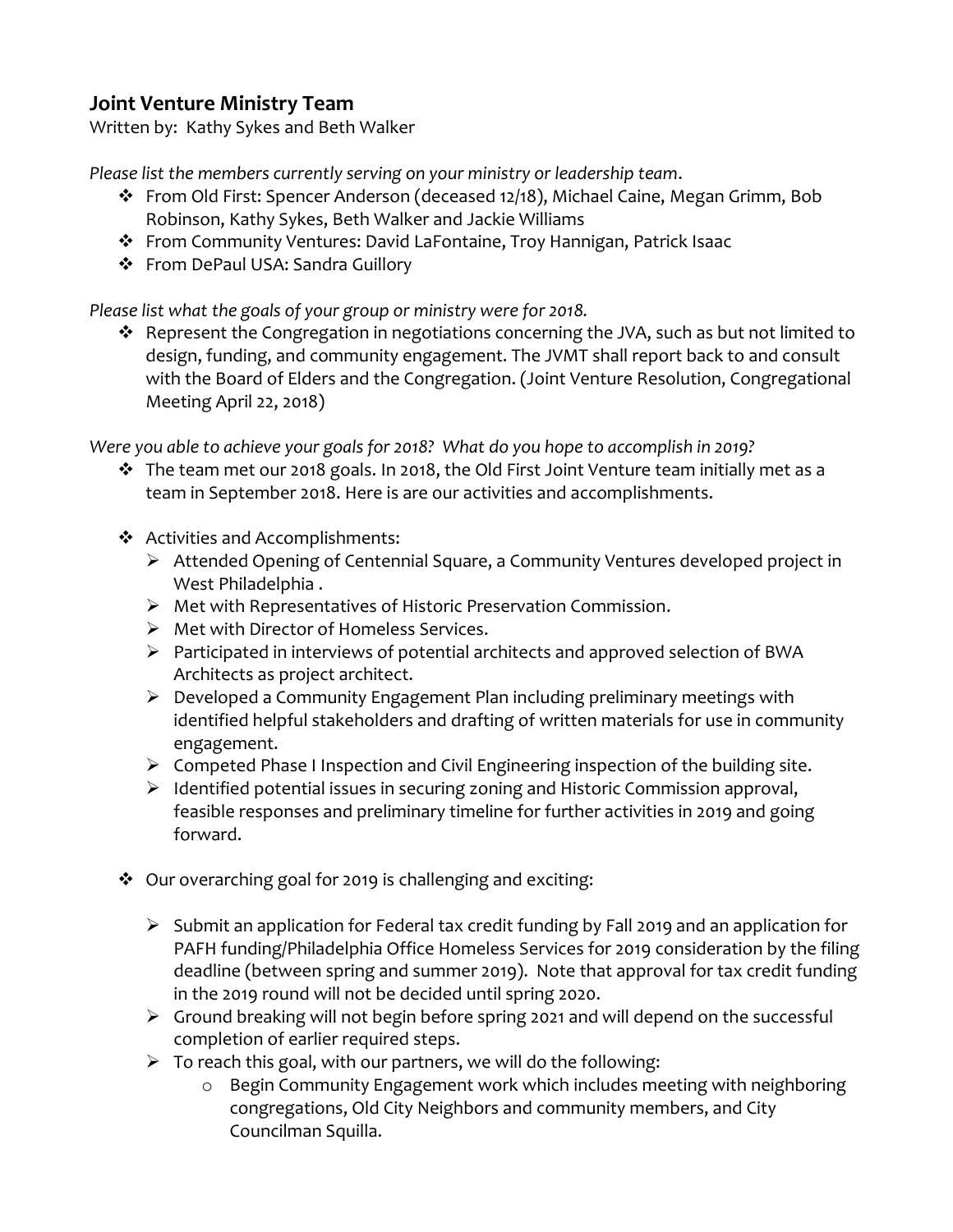## Joint Venture Ministry Team

Written by: Kathy Sykes and Beth Walker

*Please list the members currently serving on your ministry or leadership team*.

- From Old First: Spencer Anderson (deceased 12/18), Michael Caine, Megan Grimm, Bob Robinson, Kathy Sykes, Beth Walker and Jackie Williams
- From Community Ventures: David LaFontaine, Troy Hannigan, Patrick Isaac
- From DePaul USA: Sandra Guillory

*Please list what the goals of your group or ministry were for 2018.*

- Represent the Congregation in negotiations concerning the JVA, such as but not limited to design, funding, and community engagement. The JVMT shall report back to and consult with the Board of Elders and the Congregation. (Joint Venture Resolution, Congregational Meeting April 22, 2018)

*Were you able to achieve your goals for 2018? What do you hope to accomplish in 2019?*

- The team met our 2018 goals. In 2018, the Old First Joint Venture team initially met as a team in September 2018. Here is are our activities and accomplishments.

- Activities and Accomplishments:
  - Attended Opening of Centennial Square, a Community Ventures developed project in West Philadelphia .
  - Met with Representatives of Historic Preservation Commission.
  - Met with Director of Homeless Services.
  - Participated in interviews of potential architects and approved selection of BWA Architects as project architect.
  - Developed a Community Engagement Plan including preliminary meetings with identified helpful stakeholders and drafting of written materials for use in community engagement.
  - Competed Phase I Inspection and Civil Engineering inspection of the building site.
  - Identified potential issues in securing zoning and Historic Commission approval, feasible responses and preliminary timeline for further activities in 2019 and going forward.

- Our overarching goal for 2019 is challenging and exciting:

  - Submit an application for Federal tax credit funding by Fall 2019 and an application for PAFH funding/Philadelphia Office Homeless Services for 2019 consideration by the filing deadline (between spring and summer 2019). Note that approval for tax credit funding in the 2019 round will not be decided until spring 2020.
  - Ground breaking will not begin before spring 2021 and will depend on the successful completion of earlier required steps.
  - To reach this goal, with our partners, we will do the following:
    - Begin Community Engagement work which includes meeting with neighboring congregations, Old City Neighbors and community members, and City Councilman Squilla.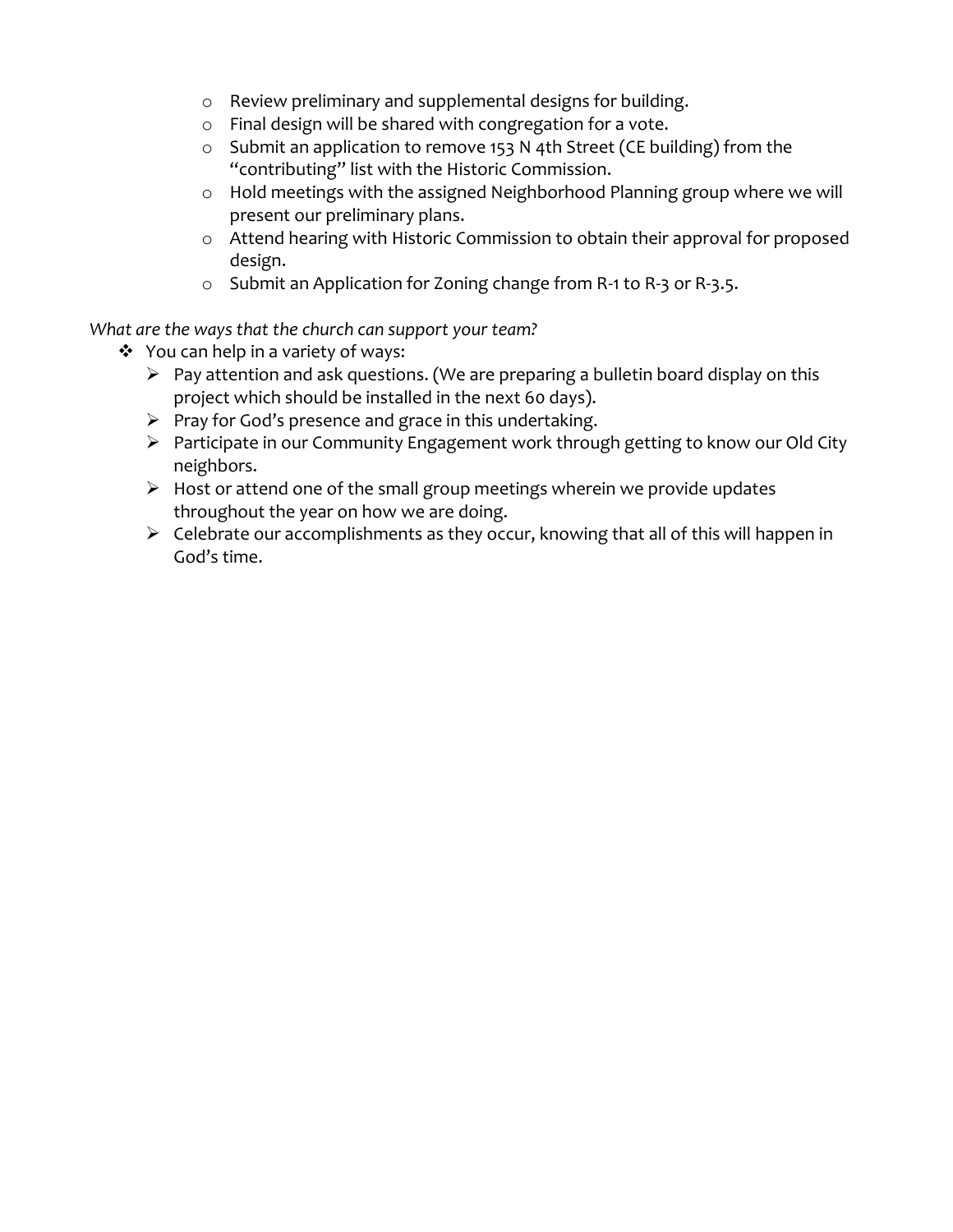- Review preliminary and supplemental designs for building.
- Final design will be shared with congregation for a vote.
- Submit an application to remove 153 N 4th Street (CE building) from the "contributing" list with the Historic Commission.
- Hold meetings with the assigned Neighborhood Planning group where we will present our preliminary plans.
- Attend hearing with Historic Commission to obtain their approval for proposed design.
- Submit an Application for Zoning change from R-1 to R-3 or R-3.5.

*What are the ways that the church can support your team?*

- You can help in a variety of ways:
  - Pay attention and ask questions. (We are preparing a bulletin board display on this project which should be installed in the next 60 days).
  - Pray for God's presence and grace in this undertaking.
  - Participate in our Community Engagement work through getting to know our Old City neighbors.
  - Host or attend one of the small group meetings wherein we provide updates throughout the year on how we are doing.
  - Celebrate our accomplishments as they occur, knowing that all of this will happen in God's time.